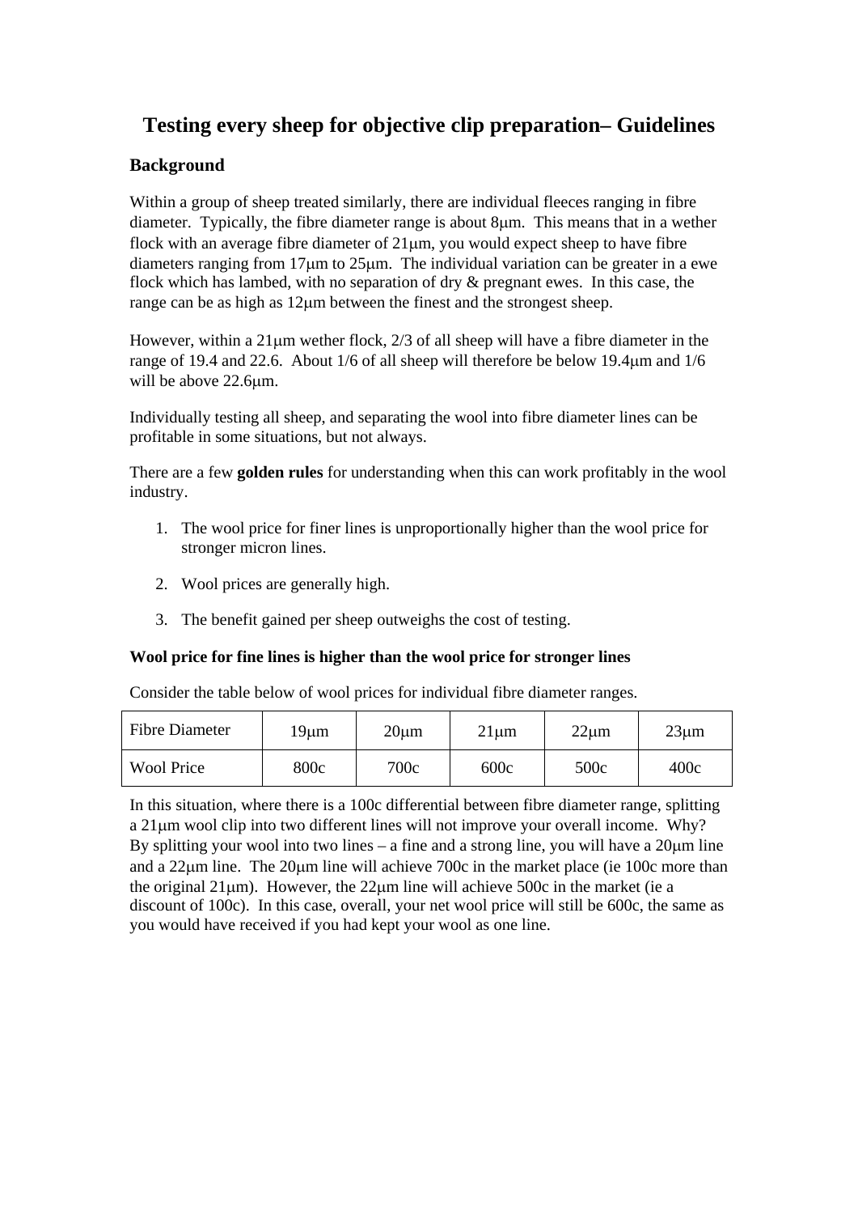# Testing every sheep for objective clip preparation– Guidelines

### Background

Within a group of sheep treated similarly, there are individual fleeces ranging in fibre diameter. Typically, the fibre diameter range is about 8µm. This means that in a wether flock with an average fibre diameter of 21µm, you would expect sheep to have fibre diameters ranging from 17µm to 25µm. The individual variation can be greater in a ewe flock which has lambed, with no separation of dry & pregnant ewes. In this case, the range can be as high as 12µm between the finest and the strongest sheep.

However, within a 21µm wether flock, 2/3 of all sheep will have a fibre diameter in the range of 19.4 and 22.6. About 1/6 of all sheep will therefore be below 19.4µm and 1/6 will be above 22.6µm.

Individually testing all sheep, and separating the wool into fibre diameter lines can be profitable in some situations, but not always.

There are a few **golden rules** for understanding when this can work profitably in the wool industry.

1. The wool price for finer lines is unproportionally higher than the wool price for stronger micron lines.
2. Wool prices are generally high.
3. The benefit gained per sheep outweighs the cost of testing.

### Wool price for fine lines is higher than the wool price for stronger lines

Consider the table below of wool prices for individual fibre diameter ranges.

| Fibre Diameter | 19µm | 20µm | 21µm | 22µm | 23µm |
|---|---|---|---|---|---|
| Wool Price | 800c | 700c | 600c | 500c | 400c |

In this situation, where there is a 100c differential between fibre diameter range, splitting a 21µm wool clip into two different lines will not improve your overall income. Why? By splitting your wool into two lines – a fine and a strong line, you will have a 20µm line and a 22µm line. The 20µm line will achieve 700c in the market place (ie 100c more than the original 21µm). However, the 22µm line will achieve 500c in the market (ie a discount of 100c). In this case, overall, your net wool price will still be 600c, the same as you would have received if you had kept your wool as one line.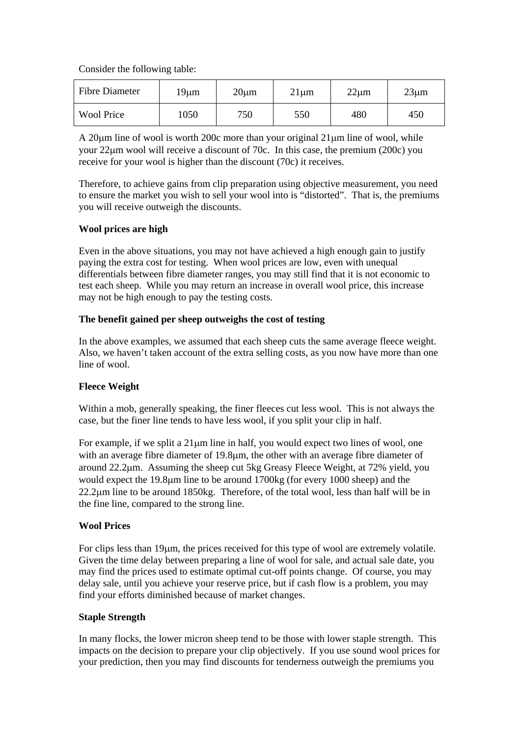Consider the following table:

| Fibre Diameter | 19μm | 20μm | 21μm | 22μm | 23μm |
|---|---|---|---|---|---|
| Wool Price | 1050 | 750 | 550 | 480 | 450 |

A 20μm line of wool is worth 200c more than your original 21μm line of wool, while your 22μm wool will receive a discount of 70c. In this case, the premium (200c) you receive for your wool is higher than the discount (70c) it receives.

Therefore, to achieve gains from clip preparation using objective measurement, you need to ensure the market you wish to sell your wool into is "distorted". That is, the premiums you will receive outweigh the discounts.

**Wool prices are high**

Even in the above situations, you may not have achieved a high enough gain to justify paying the extra cost for testing. When wool prices are low, even with unequal differentials between fibre diameter ranges, you may still find that it is not economic to test each sheep. While you may return an increase in overall wool price, this increase may not be high enough to pay the testing costs.

**The benefit gained per sheep outweighs the cost of testing**

In the above examples, we assumed that each sheep cuts the same average fleece weight. Also, we haven't taken account of the extra selling costs, as you now have more than one line of wool.

**Fleece Weight**

Within a mob, generally speaking, the finer fleeces cut less wool. This is not always the case, but the finer line tends to have less wool, if you split your clip in half.

For example, if we split a 21μm line in half, you would expect two lines of wool, one with an average fibre diameter of 19.8μm, the other with an average fibre diameter of around 22.2μm. Assuming the sheep cut 5kg Greasy Fleece Weight, at 72% yield, you would expect the 19.8μm line to be around 1700kg (for every 1000 sheep) and the 22.2μm line to be around 1850kg. Therefore, of the total wool, less than half will be in the fine line, compared to the strong line.

**Wool Prices**

For clips less than 19μm, the prices received for this type of wool are extremely volatile. Given the time delay between preparing a line of wool for sale, and actual sale date, you may find the prices used to estimate optimal cut-off points change. Of course, you may delay sale, until you achieve your reserve price, but if cash flow is a problem, you may find your efforts diminished because of market changes.

**Staple Strength**

In many flocks, the lower micron sheep tend to be those with lower staple strength. This impacts on the decision to prepare your clip objectively. If you use sound wool prices for your prediction, then you may find discounts for tenderness outweigh the premiums you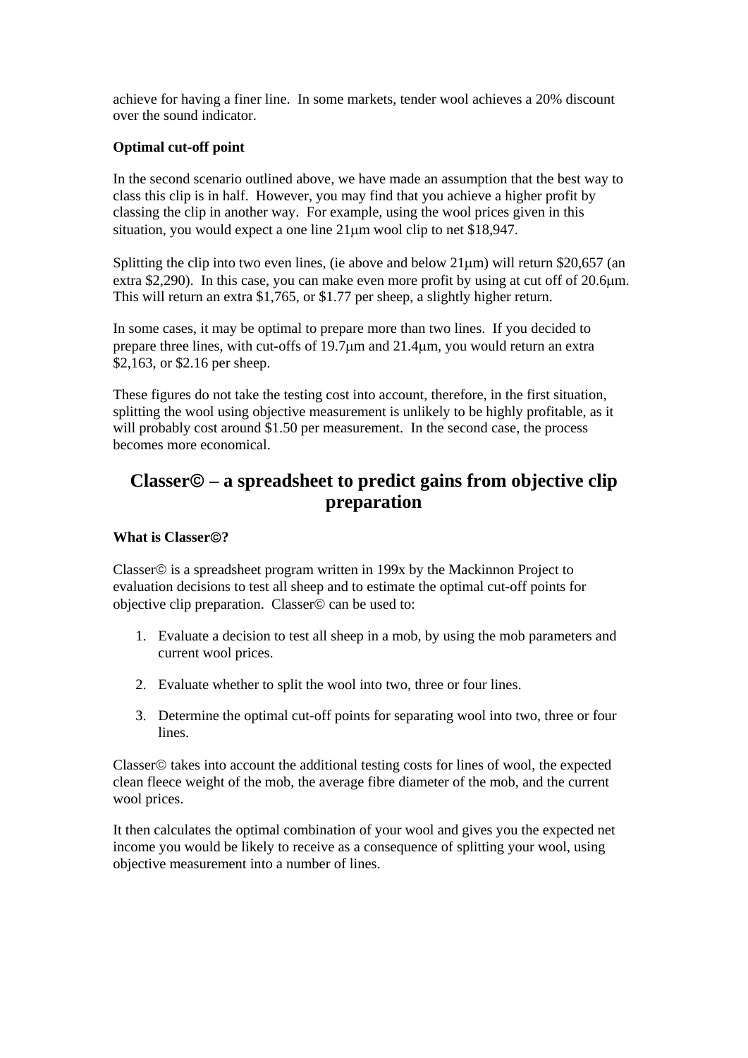achieve for having a finer line. In some markets, tender wool achieves a 20% discount over the sound indicator.

**Optimal cut-off point**

In the second scenario outlined above, we have made an assumption that the best way to class this clip is in half. However, you may find that you achieve a higher profit by classing the clip in another way. For example, using the wool prices given in this situation, you would expect a one line 21μm wool clip to net $18,947.

Splitting the clip into two even lines, (ie above and below 21μm) will return $20,657 (an extra $2,290). In this case, you can make even more profit by using at cut off of 20.6μm. This will return an extra $1,765, or $1.77 per sheep, a slightly higher return.

In some cases, it may be optimal to prepare more than two lines. If you decided to prepare three lines, with cut-offs of 19.7μm and 21.4μm, you would return an extra $2,163, or $2.16 per sheep.

These figures do not take the testing cost into account, therefore, in the first situation, splitting the wool using objective measurement is unlikely to be highly profitable, as it will probably cost around $1.50 per measurement. In the second case, the process becomes more economical.

## Classer© – a spreadsheet to predict gains from objective clip preparation

**What is Classer©?**

Classer© is a spreadsheet program written in 199x by the Mackinnon Project to evaluation decisions to test all sheep and to estimate the optimal cut-off points for objective clip preparation. Classer© can be used to:

1. Evaluate a decision to test all sheep in a mob, by using the mob parameters and current wool prices.
2. Evaluate whether to split the wool into two, three or four lines.
3. Determine the optimal cut-off points for separating wool into two, three or four lines.

Classer© takes into account the additional testing costs for lines of wool, the expected clean fleece weight of the mob, the average fibre diameter of the mob, and the current wool prices.

It then calculates the optimal combination of your wool and gives you the expected net income you would be likely to receive as a consequence of splitting your wool, using objective measurement into a number of lines.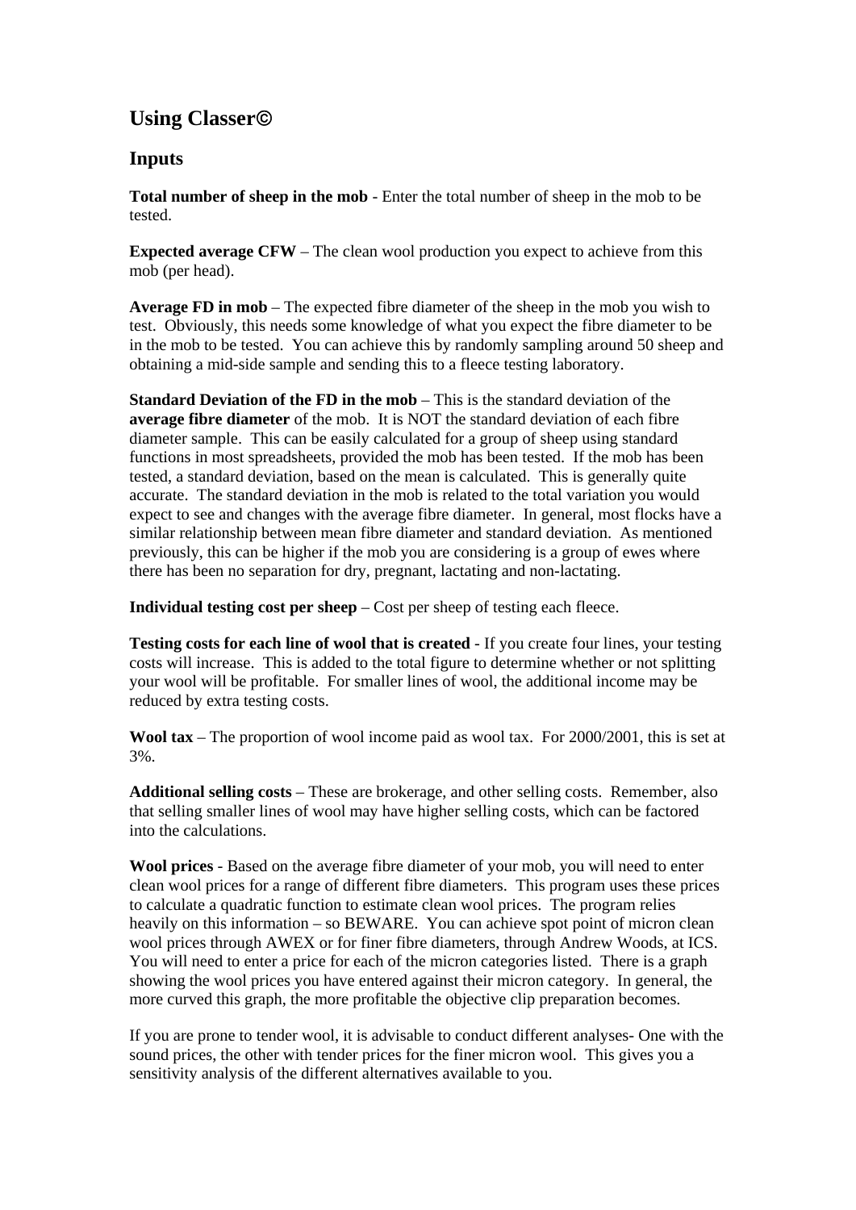## Using Classer©

### Inputs

**Total number of sheep in the mob** - Enter the total number of sheep in the mob to be tested.

**Expected average CFW** – The clean wool production you expect to achieve from this mob (per head).

**Average FD in mob** – The expected fibre diameter of the sheep in the mob you wish to test. Obviously, this needs some knowledge of what you expect the fibre diameter to be in the mob to be tested. You can achieve this by randomly sampling around 50 sheep and obtaining a mid-side sample and sending this to a fleece testing laboratory.

**Standard Deviation of the FD in the mob** – This is the standard deviation of the **average fibre diameter** of the mob. It is NOT the standard deviation of each fibre diameter sample. This can be easily calculated for a group of sheep using standard functions in most spreadsheets, provided the mob has been tested. If the mob has been tested, a standard deviation, based on the mean is calculated. This is generally quite accurate. The standard deviation in the mob is related to the total variation you would expect to see and changes with the average fibre diameter. In general, most flocks have a similar relationship between mean fibre diameter and standard deviation. As mentioned previously, this can be higher if the mob you are considering is a group of ewes where there has been no separation for dry, pregnant, lactating and non-lactating.

**Individual testing cost per sheep** – Cost per sheep of testing each fleece.

**Testing costs for each line of wool that is created** - If you create four lines, your testing costs will increase. This is added to the total figure to determine whether or not splitting your wool will be profitable. For smaller lines of wool, the additional income may be reduced by extra testing costs.

**Wool tax** – The proportion of wool income paid as wool tax. For 2000/2001, this is set at 3%.

**Additional selling costs** – These are brokerage, and other selling costs. Remember, also that selling smaller lines of wool may have higher selling costs, which can be factored into the calculations.

**Wool prices** - Based on the average fibre diameter of your mob, you will need to enter clean wool prices for a range of different fibre diameters. This program uses these prices to calculate a quadratic function to estimate clean wool prices. The program relies heavily on this information – so BEWARE. You can achieve spot point of micron clean wool prices through AWEX or for finer fibre diameters, through Andrew Woods, at ICS. You will need to enter a price for each of the micron categories listed. There is a graph showing the wool prices you have entered against their micron category. In general, the more curved this graph, the more profitable the objective clip preparation becomes.

If you are prone to tender wool, it is advisable to conduct different analyses- One with the sound prices, the other with tender prices for the finer micron wool. This gives you a sensitivity analysis of the different alternatives available to you.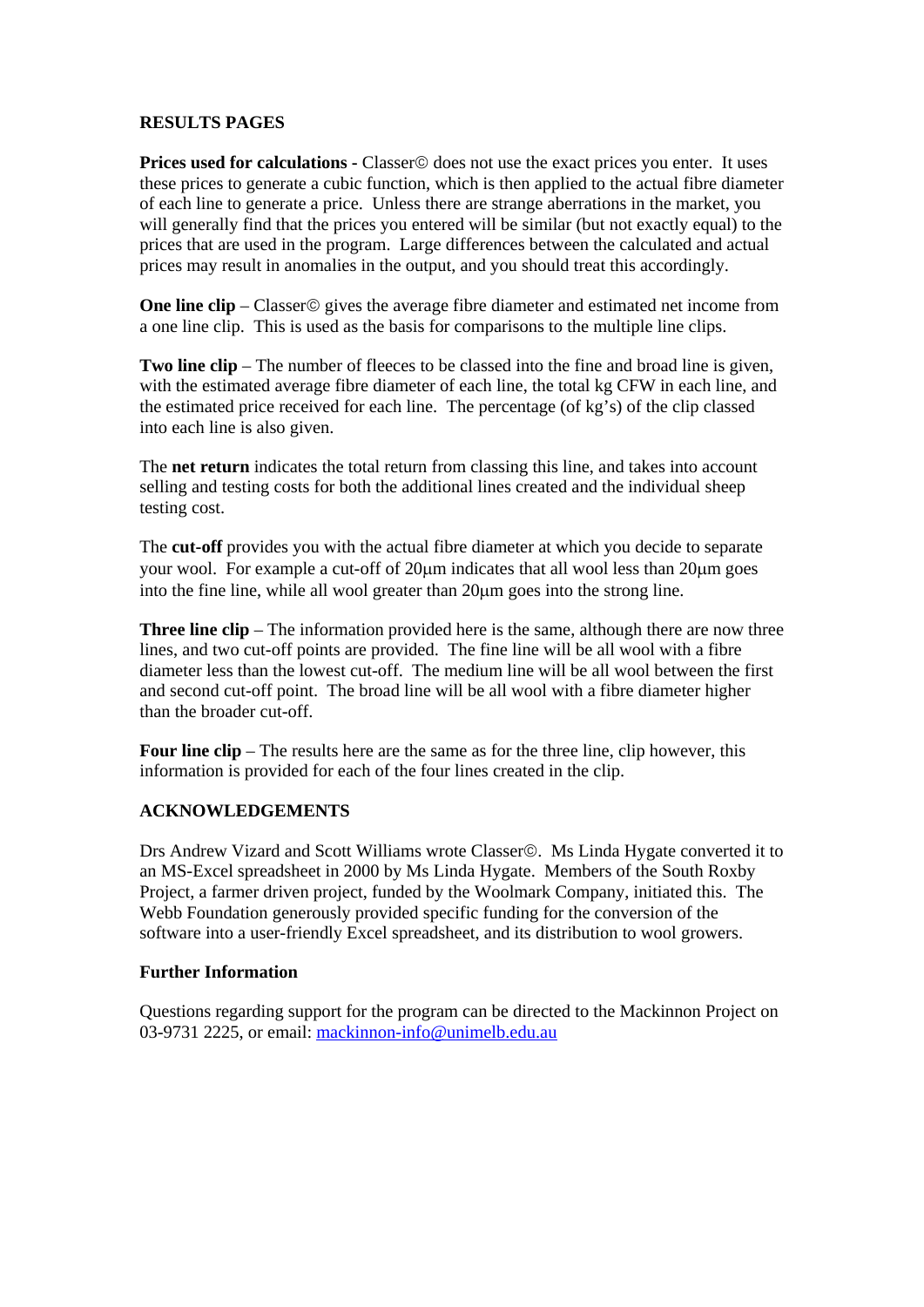**RESULTS PAGES**

**Prices used for calculations -** Classer© does not use the exact prices you enter. It uses these prices to generate a cubic function, which is then applied to the actual fibre diameter of each line to generate a price. Unless there are strange aberrations in the market, you will generally find that the prices you entered will be similar (but not exactly equal) to the prices that are used in the program. Large differences between the calculated and actual prices may result in anomalies in the output, and you should treat this accordingly.

**One line clip** – Classer© gives the average fibre diameter and estimated net income from a one line clip. This is used as the basis for comparisons to the multiple line clips.

**Two line clip** – The number of fleeces to be classed into the fine and broad line is given, with the estimated average fibre diameter of each line, the total kg CFW in each line, and the estimated price received for each line. The percentage (of kg's) of the clip classed into each line is also given.

The **net return** indicates the total return from classing this line, and takes into account selling and testing costs for both the additional lines created and the individual sheep testing cost.

The **cut-off** provides you with the actual fibre diameter at which you decide to separate your wool. For example a cut-off of 20μm indicates that all wool less than 20μm goes into the fine line, while all wool greater than 20μm goes into the strong line.

**Three line clip** – The information provided here is the same, although there are now three lines, and two cut-off points are provided. The fine line will be all wool with a fibre diameter less than the lowest cut-off. The medium line will be all wool between the first and second cut-off point. The broad line will be all wool with a fibre diameter higher than the broader cut-off.

**Four line clip** – The results here are the same as for the three line, clip however, this information is provided for each of the four lines created in the clip.

**ACKNOWLEDGEMENTS**

Drs Andrew Vizard and Scott Williams wrote Classer©. Ms Linda Hygate converted it to an MS-Excel spreadsheet in 2000 by Ms Linda Hygate. Members of the South Roxby Project, a farmer driven project, funded by the Woolmark Company, initiated this. The Webb Foundation generously provided specific funding for the conversion of the software into a user-friendly Excel spreadsheet, and its distribution to wool growers.

**Further Information**

Questions regarding support for the program can be directed to the Mackinnon Project on 03-9731 2225, or email: mackinnon-info@unimelb.edu.au